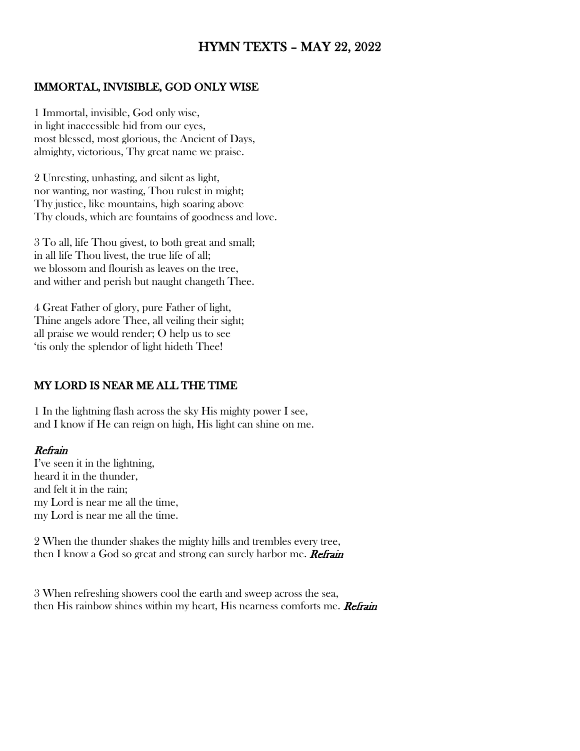# HYMN TEXTS – MAY 22, 2022

## IMMORTAL, INVISIBLE, GOD ONLY WISE

1 Immortal, invisible, God only wise,
in light inaccessible hid from our eyes,
most blessed, most glorious, the Ancient of Days,
almighty, victorious, Thy great name we praise.

2 Unresting, unhasting, and silent as light,
nor wanting, nor wasting, Thou rulest in might;
Thy justice, like mountains, high soaring above
Thy clouds, which are fountains of goodness and love.

3 To all, life Thou givest, to both great and small;
in all life Thou livest, the true life of all;
we blossom and flourish as leaves on the tree,
and wither and perish but naught changeth Thee.

4 Great Father of glory, pure Father of light,
Thine angels adore Thee, all veiling their sight;
all praise we would render; O help us to see
'tis only the splendor of light hideth Thee!

## MY LORD IS NEAR ME ALL THE TIME

1 In the lightning flash across the sky His mighty power I see,
and I know if He can reign on high, His light can shine on me.

***Refrain***
I've seen it in the lightning,
heard it in the thunder,
and felt it in the rain;
my Lord is near me all the time,
my Lord is near me all the time.

2 When the thunder shakes the mighty hills and trembles every tree,
then I know a God so great and strong can surely harbor me. ***Refrain***

3 When refreshing showers cool the earth and sweep across the sea,
then His rainbow shines within my heart, His nearness comforts me. ***Refrain***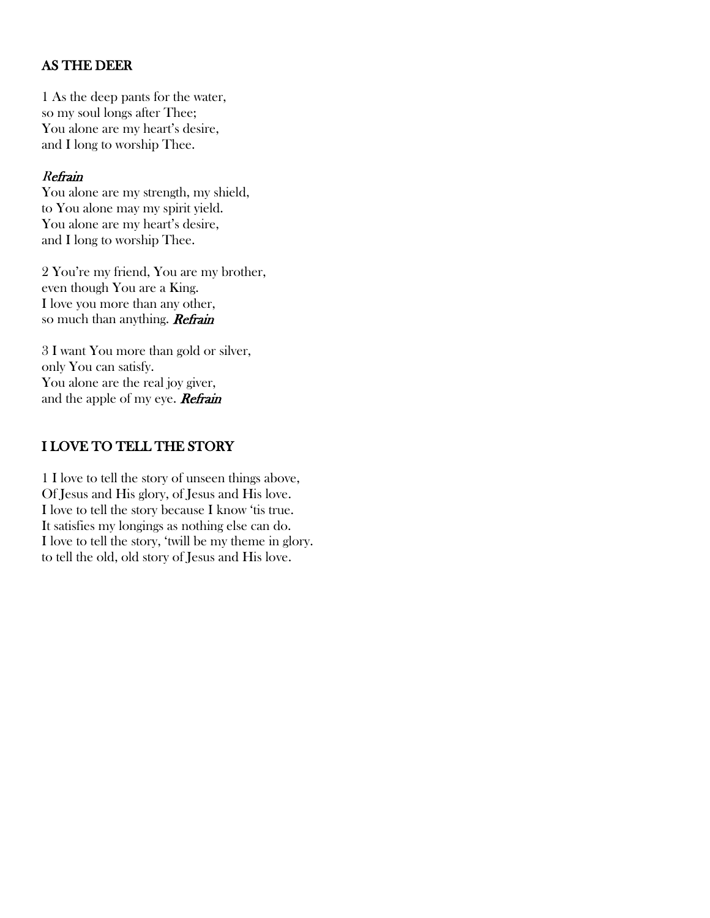## AS THE DEER

1 As the deep pants for the water,
so my soul longs after Thee;
You alone are my heart's desire,
and I long to worship Thee.

*Refrain*
You alone are my strength, my shield,
to You alone may my spirit yield.
You alone are my heart's desire,
and I long to worship Thee.

2 You're my friend, You are my brother,
even though You are a King.
I love you more than any other,
so much than anything. ***Refrain***

3 I want You more than gold or silver,
only You can satisfy.
You alone are the real joy giver,
and the apple of my eye. ***Refrain***

## I LOVE TO TELL THE STORY

1 I love to tell the story of unseen things above,
Of Jesus and His glory, of Jesus and His love.
I love to tell the story because I know 'tis true.
It satisfies my longings as nothing else can do.
I love to tell the story, 'twill be my theme in glory.
to tell the old, old story of Jesus and His love.